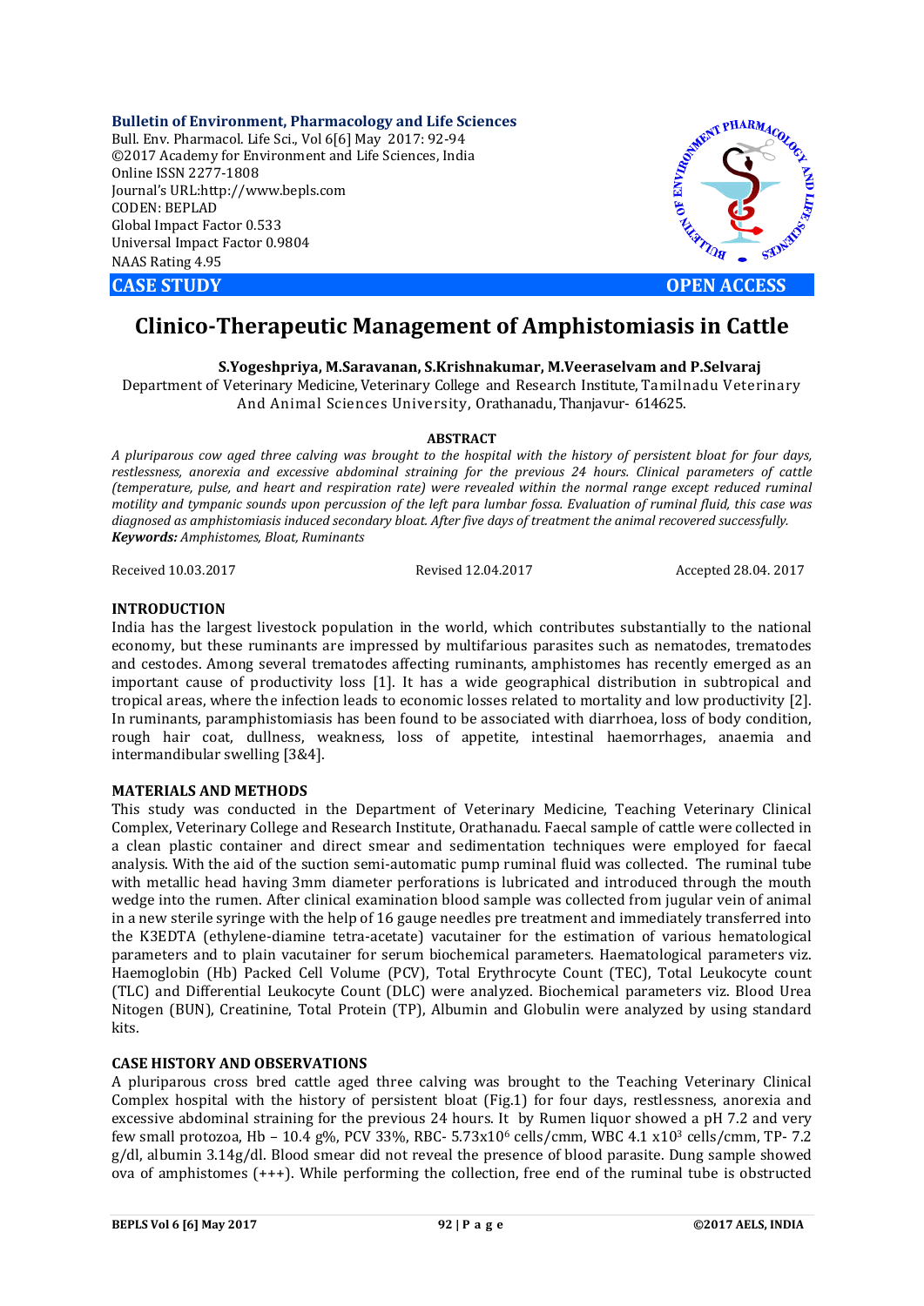**Bulletin of Environment, Pharmacology and Life Sciences**
Bull. Env. Pharmacol. Life Sci., Vol 6[6] May 2017: 92-94
©2017 Academy for Environment and Life Sciences, India
Online ISSN 2277-1808
Journal's URL:http://www.bepls.com
CODEN: BEPLAD
Global Impact Factor 0.533
Universal Impact Factor 0.9804
NAAS Rating 4.95

**CASE STUDY** **OPEN ACCESS**

# Clinico-Therapeutic Management of Amphistomiasis in Cattle

**S.Yogeshpriya, M.Saravanan, S.Krishnakumar, M.Veeraselvam and P.Selvaraj**

Department of Veterinary Medicine, Veterinary College and Research Institute, Tamilnadu Veterinary And Animal Sciences University, Orathanadu, Thanjavur- 614625.

**ABSTRACT**

*A pluriparous cow aged three calving was brought to the hospital with the history of persistent bloat for four days, restlessness, anorexia and excessive abdominal straining for the previous 24 hours. Clinical parameters of cattle (temperature, pulse, and heart and respiration rate) were revealed within the normal range except reduced ruminal motility and tympanic sounds upon percussion of the left para lumbar fossa. Evaluation of ruminal fluid, this case was diagnosed as amphistomiasis induced secondary bloat. After five days of treatment the animal recovered successfully.*
***Keywords:*** *Amphistomes, Bloat, Ruminants*

Received 10.03.2017 Revised 12.04.2017 Accepted 28.04. 2017

## INTRODUCTION

India has the largest livestock population in the world, which contributes substantially to the national economy, but these ruminants are impressed by multifarious parasites such as nematodes, trematodes and cestodes. Among several trematodes affecting ruminants, amphistomes has recently emerged as an important cause of productivity loss [1]. It has a wide geographical distribution in subtropical and tropical areas, where the infection leads to economic losses related to mortality and low productivity [2]. In ruminants, paramphistomiasis has been found to be associated with diarrhoea, loss of body condition, rough hair coat, dullness, weakness, loss of appetite, intestinal haemorrhages, anaemia and intermandibular swelling [3&4].

## MATERIALS AND METHODS

This study was conducted in the Department of Veterinary Medicine, Teaching Veterinary Clinical Complex, Veterinary College and Research Institute, Orathanadu. Faecal sample of cattle were collected in a clean plastic container and direct smear and sedimentation techniques were employed for faecal analysis. With the aid of the suction semi-automatic pump ruminal fluid was collected. The ruminal tube with metallic head having 3mm diameter perforations is lubricated and introduced through the mouth wedge into the rumen. After clinical examination blood sample was collected from jugular vein of animal in a new sterile syringe with the help of 16 gauge needles pre treatment and immediately transferred into the K3EDTA (ethylene-diamine tetra-acetate) vacutainer for the estimation of various hematological parameters and to plain vacutainer for serum biochemical parameters. Haematological parameters viz. Haemoglobin (Hb) Packed Cell Volume (PCV), Total Erythrocyte Count (TEC), Total Leukocyte count (TLC) and Differential Leukocyte Count (DLC) were analyzed. Biochemical parameters viz. Blood Urea Nitogen (BUN), Creatinine, Total Protein (TP), Albumin and Globulin were analyzed by using standard kits.

## CASE HISTORY AND OBSERVATIONS

A pluriparous cross bred cattle aged three calving was brought to the Teaching Veterinary Clinical Complex hospital with the history of persistent bloat (Fig.1) for four days, restlessness, anorexia and excessive abdominal straining for the previous 24 hours. It by Rumen liquor showed a pH 7.2 and very few small protozoa, Hb – 10.4 g%, PCV 33%, RBC- 5.73x$10^6$ cells/cmm, WBC 4.1 x$10^3$ cells/cmm, TP- 7.2 g/dl, albumin 3.14g/dl. Blood smear did not reveal the presence of blood parasite. Dung sample showed ova of amphistomes (+++). While performing the collection, free end of the ruminal tube is obstructed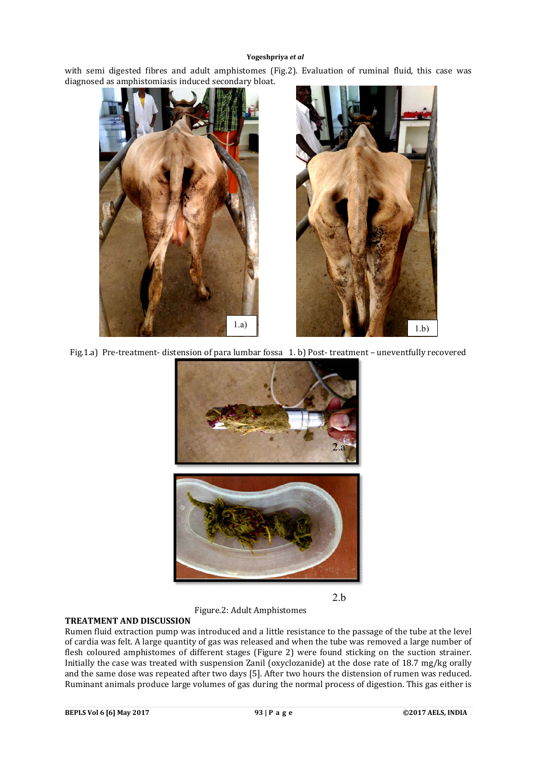with semi digested fibres and adult amphistomes (Fig.2). Evaluation of ruminal fluid, this case was diagnosed as amphistomiasis induced secondary bloat.

Fig.1.a) Pre-treatment- distension of para lumbar fossa 1. b) Post- treatment – uneventfully recovered

Figure.2: Adult Amphistomes

**TREATMENT AND DISCUSSION**

Rumen fluid extraction pump was introduced and a little resistance to the passage of the tube at the level of cardia was felt. A large quantity of gas was released and when the tube was removed a large number of flesh coloured amphistomes of different stages (Figure 2) were found sticking on the suction strainer. Initially the case was treated with suspension Zanil (oxyclozanide) at the dose rate of 18.7 mg/kg orally and the same dose was repeated after two days [5]. After two hours the distension of rumen was reduced. Ruminant animals produce large volumes of gas during the normal process of digestion. This gas either is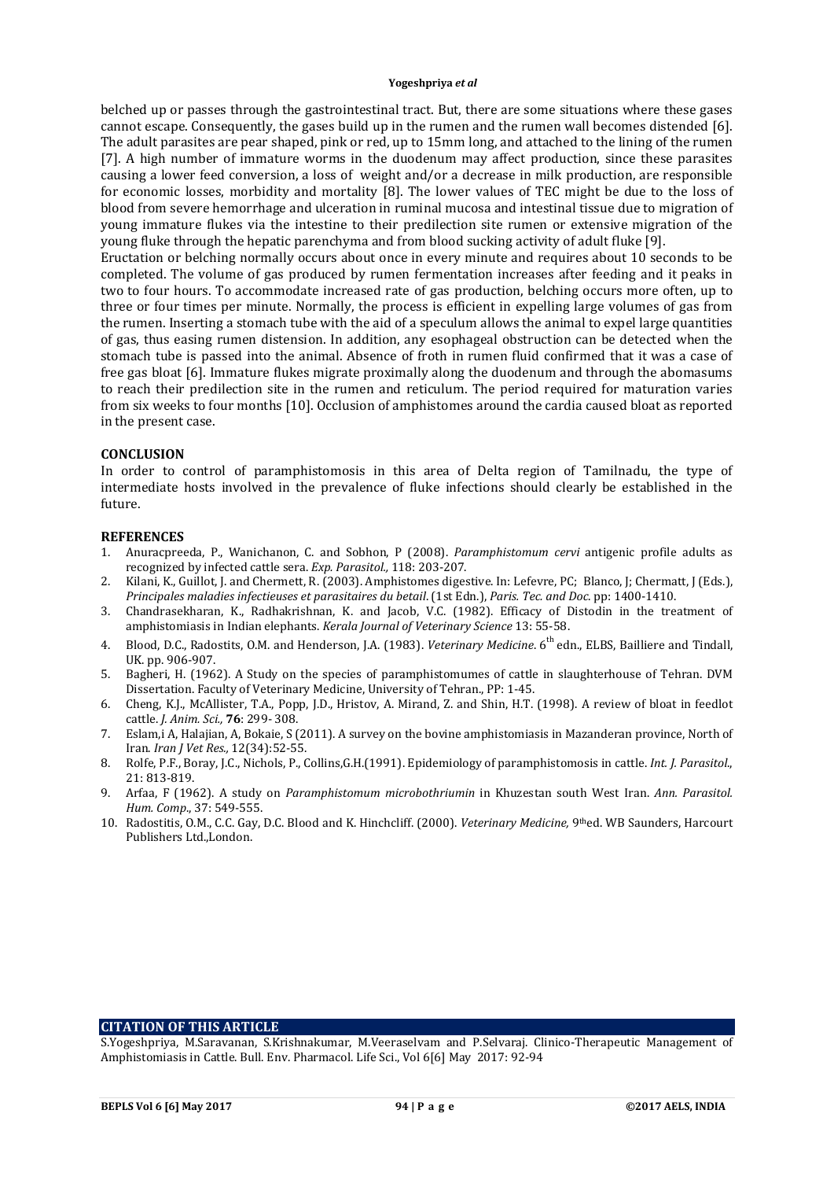belched up or passes through the gastrointestinal tract. But, there are some situations where these gases cannot escape. Consequently, the gases build up in the rumen and the rumen wall becomes distended [6]. The adult parasites are pear shaped, pink or red, up to 15mm long, and attached to the lining of the rumen [7]. A high number of immature worms in the duodenum may affect production, since these parasites causing a lower feed conversion, a loss of weight and/or a decrease in milk production, are responsible for economic losses, morbidity and mortality [8]. The lower values of TEC might be due to the loss of blood from severe hemorrhage and ulceration in ruminal mucosa and intestinal tissue due to migration of young immature flukes via the intestine to their predilection site rumen or extensive migration of the young fluke through the hepatic parenchyma and from blood sucking activity of adult fluke [9].

Eructation or belching normally occurs about once in every minute and requires about 10 seconds to be completed. The volume of gas produced by rumen fermentation increases after feeding and it peaks in two to four hours. To accommodate increased rate of gas production, belching occurs more often, up to three or four times per minute. Normally, the process is efficient in expelling large volumes of gas from the rumen. Inserting a stomach tube with the aid of a speculum allows the animal to expel large quantities of gas, thus easing rumen distension. In addition, any esophageal obstruction can be detected when the stomach tube is passed into the animal. Absence of froth in rumen fluid confirmed that it was a case of free gas bloat [6]. Immature flukes migrate proximally along the duodenum and through the abomasums to reach their predilection site in the rumen and reticulum. The period required for maturation varies from six weeks to four months [10]. Occlusion of amphistomes around the cardia caused bloat as reported in the present case.

## CONCLUSION

In order to control of paramphistomosis in this area of Delta region of Tamilnadu, the type of intermediate hosts involved in the prevalence of fluke infections should clearly be established in the future.

## REFERENCES

1. Anuracpreeda, P., Wanichanon, C. and Sobhon, P (2008). *Paramphistomum cervi* antigenic profile adults as recognized by infected cattle sera. *Exp. Parasitol.,* 118: 203-207.
2. Kilani, K., Guillot, J. and Chermett, R. (2003). Amphistomes digestive. In: Lefevre, PC; Blanco, J; Chermatt, J (Eds.), *Principales maladies infectieuses et parasitaires du betail*. (1st Edn.), *Paris. Tec. and Doc*. pp: 1400-1410.
3. Chandrasekharan, K., Radhakrishnan, K. and Jacob, V.C. (1982). Efficacy of Distodin in the treatment of amphistomiasis in Indian elephants. *Kerala Journal of Veterinary Science* 13: 55-58.
4. Blood, D.C., Radostits, O.M. and Henderson, J.A. (1983). *Veterinary Medicine*. 6th edn., ELBS, Bailliere and Tindall, UK. pp. 906-907.
5. Bagheri, H. (1962). A Study on the species of paramphistomumes of cattle in slaughterhouse of Tehran. DVM Dissertation. Faculty of Veterinary Medicine, University of Tehran., PP: 1-45.
6. Cheng, K.J., McAllister, T.A., Popp, J.D., Hristov, A. Mirand, Z. and Shin, H.T. (1998). A review of bloat in feedlot cattle. *J. Anim. Sci.,* **76**: 299- 308.
7. Eslam,i A, Halajian, A, Bokaie, S (2011). A survey on the bovine amphistomiasis in Mazanderan province, North of Iran. *Iran J Vet Res.,* 12(34):52-55.
8. Rolfe, P.F., Boray, J.C., Nichols, P., Collins,G.H.(1991). Epidemiology of paramphistomosis in cattle. *Int. J. Parasitol*., 21: 813-819.
9. Arfaa, F (1962). A study on *Paramphistomum microbothriumin* in Khuzestan south West Iran. *Ann. Parasitol. Hum. Comp*., 37: 549-555.
10. Radostitis, O.M., C.C. Gay, D.C. Blood and K. Hinchcliff. (2000). *Veterinary Medicine,* 9thed. WB Saunders, Harcourt Publishers Ltd.,London.

## CITATION OF THIS ARTICLE

S.Yogeshpriya, M.Saravanan, S.Krishnakumar, M.Veeraselvam and P.Selvaraj. Clinico-Therapeutic Management of Amphistomiasis in Cattle. Bull. Env. Pharmacol. Life Sci., Vol 6[6] May 2017: 92-94